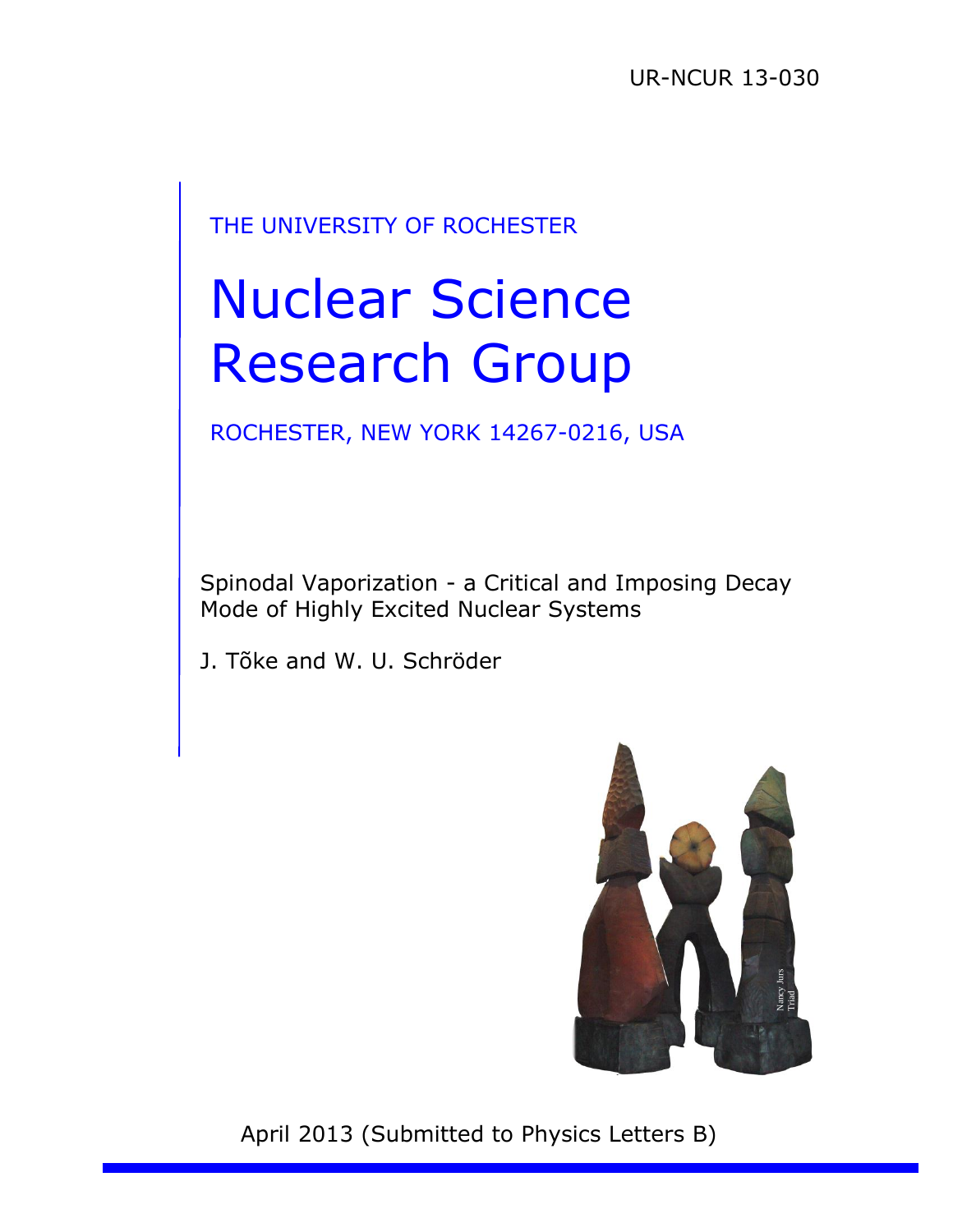UR-NCUR 13-030

THE UNIVERSITY OF ROCHESTER

# Nuclear Science Research Group

ROCHESTER, NEW YORK 14267-0216, USA

Spinodal Vaporization - a Critical and Imposing Decay Mode of Highly Excited Nuclear Systems

J. Tõke and W. U. Schröder

April 2013 (Submitted to Physics Letters B)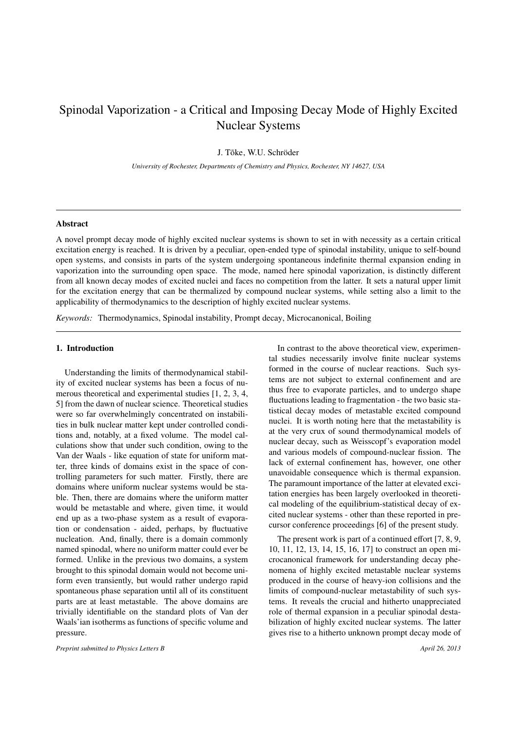# Spinodal Vaporization - a Critical and Imposing Decay Mode of Highly Excited Nuclear Systems

J. Tõke, W.U. Schröder

*University of Rochester, Departments of Chemistry and Physics, Rochester, NY 14627, USA*

---

### Abstract

A novel prompt decay mode of highly excited nuclear systems is shown to set in with necessity as a certain critical excitation energy is reached. It is driven by a peculiar, open-ended type of spinodal instability, unique to self-bound open systems, and consists in parts of the system undergoing spontaneous indefinite thermal expansion ending in vaporization into the surrounding open space. The mode, named here spinodal vaporization, is distinctly different from all known decay modes of excited nuclei and faces no competition from the latter. It sets a natural upper limit for the excitation energy that can be thermalized by compound nuclear systems, while setting also a limit to the applicability of thermodynamics to the description of highly excited nuclear systems.

*Keywords:* Thermodynamics, Spinodal instability, Prompt decay, Microcanonical, Boiling

---

## 1. Introduction

Understanding the limits of thermodynamical stability of excited nuclear systems has been a focus of numerous theoretical and experimental studies [1, 2, 3, 4, 5] from the dawn of nuclear science. Theoretical studies were so far overwhelmingly concentrated on instabilities in bulk nuclear matter kept under controlled conditions and, notably, at a fixed volume. The model calculations show that under such condition, owing to the Van der Waals - like equation of state for uniform matter, three kinds of domains exist in the space of controlling parameters for such matter. Firstly, there are domains where uniform nuclear systems would be stable. Then, there are domains where the uniform matter would be metastable and where, given time, it would end up as a two-phase system as a result of evaporation or condensation - aided, perhaps, by fluctuative nucleation. And, finally, there is a domain commonly named spinodal, where no uniform matter could ever be formed. Unlike in the previous two domains, a system brought to this spinodal domain would not become uniform even transiently, but would rather undergo rapid spontaneous phase separation until all of its constituent parts are at least metastable. The above domains are trivially identifiable on the standard plots of Van der Waals'ian isotherms as functions of specific volume and pressure.

In contrast to the above theoretical view, experimental studies necessarily involve finite nuclear systems formed in the course of nuclear reactions. Such systems are not subject to external confinement and are thus free to evaporate particles, and to undergo shape fluctuations leading to fragmentation - the two basic statistical decay modes of metastable excited compound nuclei. It is worth noting here that the metastability is at the very crux of sound thermodynamical models of nuclear decay, such as Weisscopf's evaporation model and various models of compound-nuclear fission. The lack of external confinement has, however, one other unavoidable consequence which is thermal expansion. The paramount importance of the latter at elevated excitation energies has been largely overlooked in theoretical modeling of the equilibrium-statistical decay of excited nuclear systems - other than these reported in precursor conference proceedings [6] of the present study.

The present work is part of a continued effort [7, 8, 9, 10, 11, 12, 13, 14, 15, 16, 17] to construct an open microcanonical framework for understanding decay phenomena of highly excited metastable nuclear systems produced in the course of heavy-ion collisions and the limits of compound-nuclear metastability of such systems. It reveals the crucial and hitherto unappreciated role of thermal expansion in a peculiar spinodal destabilization of highly excited nuclear systems. The latter gives rise to a hitherto unknown prompt decay mode of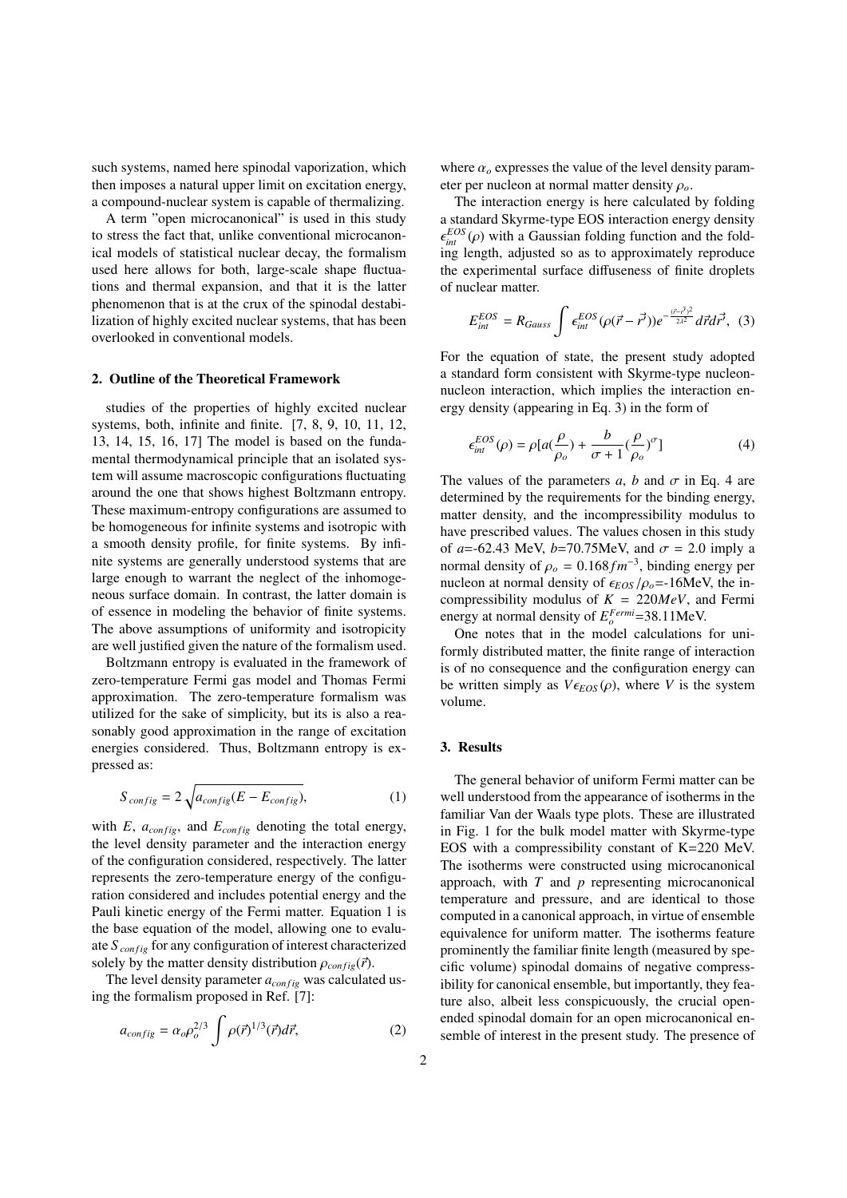such systems, named here spinodal vaporization, which then imposes a natural upper limit on excitation energy, a compound-nuclear system is capable of thermalizing.

A term "open microcanonical" is used in this study to stress the fact that, unlike conventional microcanonical models of statistical nuclear decay, the formalism used here allows for both, large-scale shape fluctuations and thermal expansion, and that it is the latter phenomenon that is at the crux of the spinodal destabilization of highly excited nuclear systems, that has been overlooked in conventional models.

## 2. Outline of the Theoretical Framework

studies of the properties of highly excited nuclear systems, both, infinite and finite. [7, 8, 9, 10, 11, 12, 13, 14, 15, 16, 17] The model is based on the fundamental thermodynamical principle that an isolated system will assume macroscopic configurations fluctuating around the one that shows highest Boltzmann entropy. These maximum-entropy configurations are assumed to be homogeneous for infinite systems and isotropic with a smooth density profile, for finite systems. By infinite systems are generally understood systems that are large enough to warrant the neglect of the inhomogeneous surface domain. In contrast, the latter domain is of essence in modeling the behavior of finite systems. The above assumptions of uniformity and isotropicity are well justified given the nature of the formalism used.

Boltzmann entropy is evaluated in the framework of zero-temperature Fermi gas model and Thomas Fermi approximation. The zero-temperature formalism was utilized for the sake of simplicity, but its is also a reasonably good approximation in the range of excitation energies considered. Thus, Boltzmann entropy is expressed as:

$$S_{config} = 2\sqrt{a_{config}(E - E_{config})}, \tag{1}$$

with $E$, $a_{config}$, and $E_{config}$ denoting the total energy, the level density parameter and the interaction energy of the configuration considered, respectively. The latter represents the zero-temperature energy of the configuration considered and includes potential energy and the Pauli kinetic energy of the Fermi matter. Equation 1 is the base equation of the model, allowing one to evaluate $S_{config}$ for any configuration of interest characterized solely by the matter density distribution $\rho_{config}(\vec{r})$.

The level density parameter $a_{config}$ was calculated using the formalism proposed in Ref. [7]:

$$a_{config} = \alpha_o \rho_o^{2/3} \int \rho(\vec{r})^{1/3}(\vec{r}) d\vec{r}, \tag{2}$$

where $\alpha_o$ expresses the value of the level density parameter per nucleon at normal matter density $\rho_o$.

The interaction energy is here calculated by folding a standard Skyrme-type EOS interaction energy density $\epsilon_{int}^{EOS}(\rho)$ with a Gaussian folding function and the folding length, adjusted so as to approximately reproduce the experimental surface diffuseness of finite droplets of nuclear matter.

$$E_{int}^{EOS} = R_{Gauss} \int \epsilon_{int}^{EOS}(\rho(\vec{r} - \vec{r'})) e^{-\frac{(\vec{r} - \vec{r'})^2}{2\lambda^2}} d\vec{r} d\vec{r'}, \tag{3}$$

For the equation of state, the present study adopted a standard form consistent with Skyrme-type nucleon-nucleon interaction, which implies the interaction energy density (appearing in Eq. 3) in the form of

$$\epsilon_{int}^{EOS}(\rho) = \rho[a(\frac{\rho}{\rho_o}) + \frac{b}{\sigma + 1}(\frac{\rho}{\rho_o})^{\sigma}] \tag{4}$$

The values of the parameters $a$, $b$ and $\sigma$ in Eq. 4 are determined by the requirements for the binding energy, matter density, and the incompressibility modulus to have prescribed values. The values chosen in this study of $a$=-62.43 MeV, $b$=70.75MeV, and $\sigma = 2.0$ imply a normal density of $\rho_o = 0.168 fm^{-3}$, binding energy per nucleon at normal density of $\epsilon_{EOS}/\rho_o$=-16MeV, the incompressibility modulus of $K = 220 MeV$, and Fermi energy at normal density of $E_o^{Fermi}$=38.11MeV.

One notes that in the model calculations for uniformly distributed matter, the finite range of interaction is of no consequence and the configuration energy can be written simply as $V\epsilon_{EOS}(\rho)$, where $V$ is the system volume.

## 3. Results

The general behavior of uniform Fermi matter can be well understood from the appearance of isotherms in the familiar Van der Waals type plots. These are illustrated in Fig. 1 for the bulk model matter with Skyrme-type EOS with a compressibility constant of K=220 MeV. The isotherms were constructed using microcanonical approach, with $T$ and $p$ representing microcanonical temperature and pressure, and are identical to those computed in a canonical approach, in virtue of ensemble equivalence for uniform matter. The isotherms feature prominently the familiar finite length (measured by specific volume) spinodal domains of negative compressibility for canonical ensemble, but importantly, they feature also, albeit less conspicuously, the crucial open-ended spinodal domain for an open microcanonical ensemble of interest in the present study. The presence of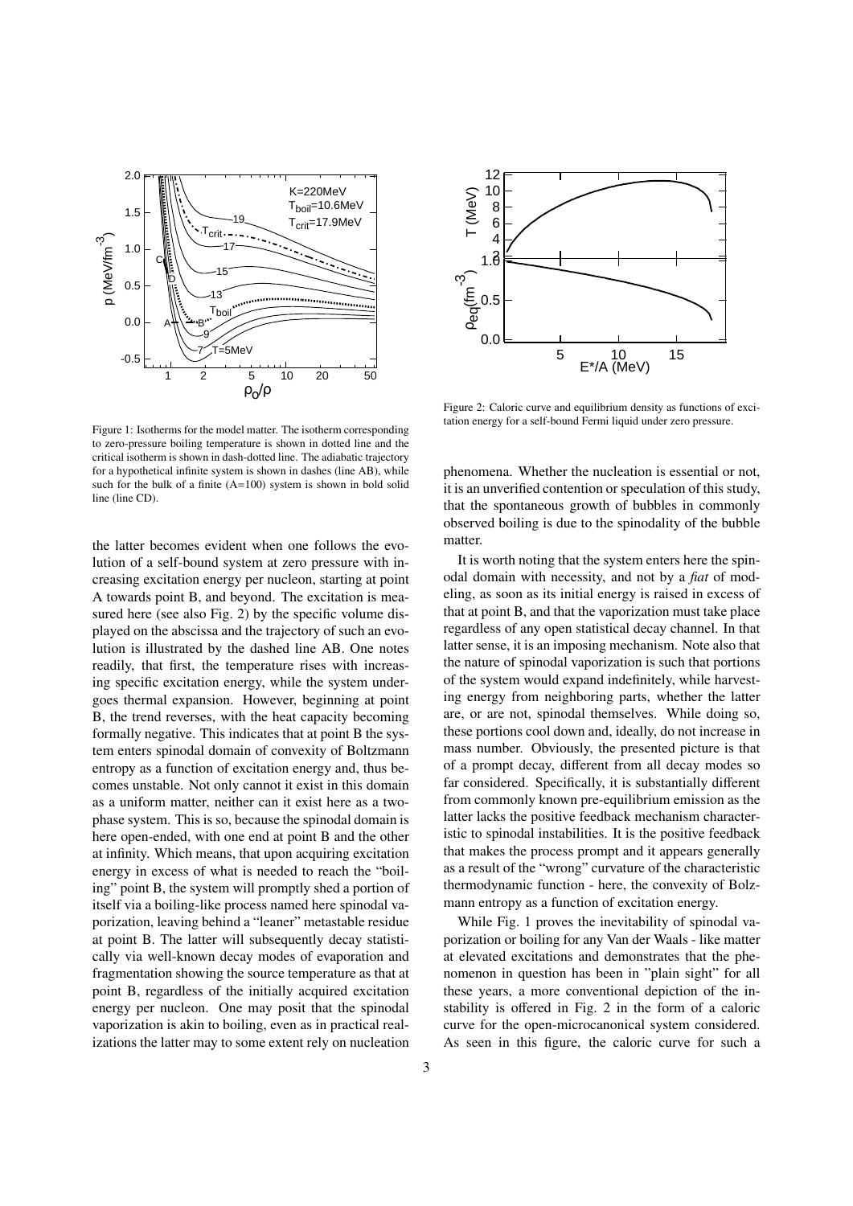Figure 1: Isotherms for the model matter. The isotherm corresponding to zero-pressure boiling temperature is shown in dotted line and the critical isotherm is shown in dash-dotted line. The adiabatic trajectory for a hypothetical infinite system is shown in dashes (line AB), while such for the bulk of a finite (A=100) system is shown in bold solid line (line CD).

Figure 2: Caloric curve and equilibrium density as functions of excitation energy for a self-bound Fermi liquid under zero pressure.

the latter becomes evident when one follows the evolution of a self-bound system at zero pressure with increasing excitation energy per nucleon, starting at point A towards point B, and beyond. The excitation is measured here (see also Fig. 2) by the specific volume displayed on the abscissa and the trajectory of such an evolution is illustrated by the dashed line AB. One notes readily, that first, the temperature rises with increasing specific excitation energy, while the system undergoes thermal expansion. However, beginning at point B, the trend reverses, with the heat capacity becoming formally negative. This indicates that at point B the system enters spinodal domain of convexity of Boltzmann entropy as a function of excitation energy and, thus becomes unstable. Not only cannot it exist in this domain as a uniform matter, neither can it exist here as a two-phase system. This is so, because the spinodal domain is here open-ended, with one end at point B and the other at infinity. Which means, that upon acquiring excitation energy in excess of what is needed to reach the "boiling" point B, the system will promptly shed a portion of itself via a boiling-like process named here spinodal vaporization, leaving behind a "leaner" metastable residue at point B. The latter will subsequently decay statistically via well-known decay modes of evaporation and fragmentation showing the source temperature as that at point B, regardless of the initially acquired excitation energy per nucleon. One may posit that the spinodal vaporization is akin to boiling, even as in practical realizations the latter may to some extent rely on nucleation phenomena. Whether the nucleation is essential or not, it is an unverified contention or speculation of this study, that the spontaneous growth of bubbles in commonly observed boiling is due to the spinodality of the bubble matter.

It is worth noting that the system enters here the spinodal domain with necessity, and not by a *fiat* of modeling, as soon as its initial energy is raised in excess of that at point B, and that the vaporization must take place regardless of any open statistical decay channel. In that latter sense, it is an imposing mechanism. Note also that the nature of spinodal vaporization is such that portions of the system would expand indefinitely, while harvesting energy from neighboring parts, whether the latter are, or are not, spinodal themselves. While doing so, these portions cool down and, ideally, do not increase in mass number. Obviously, the presented picture is that of a prompt decay, different from all decay modes so far considered. Specifically, it is substantially different from commonly known pre-equilibrium emission as the latter lacks the positive feedback mechanism characteristic to spinodal instabilities. It is the positive feedback that makes the process prompt and it appears generally as a result of the "wrong" curvature of the characteristic thermodynamic function - here, the convexity of Bolzmann entropy as a function of excitation energy.

While Fig. 1 proves the inevitability of spinodal vaporization or boiling for any Van der Waals - like matter at elevated excitations and demonstrates that the phenomenon in question has been in "plain sight" for all these years, a more conventional depiction of the instability is offered in Fig. 2 in the form of a caloric curve for the open-microcanonical system considered. As seen in this figure, the caloric curve for such a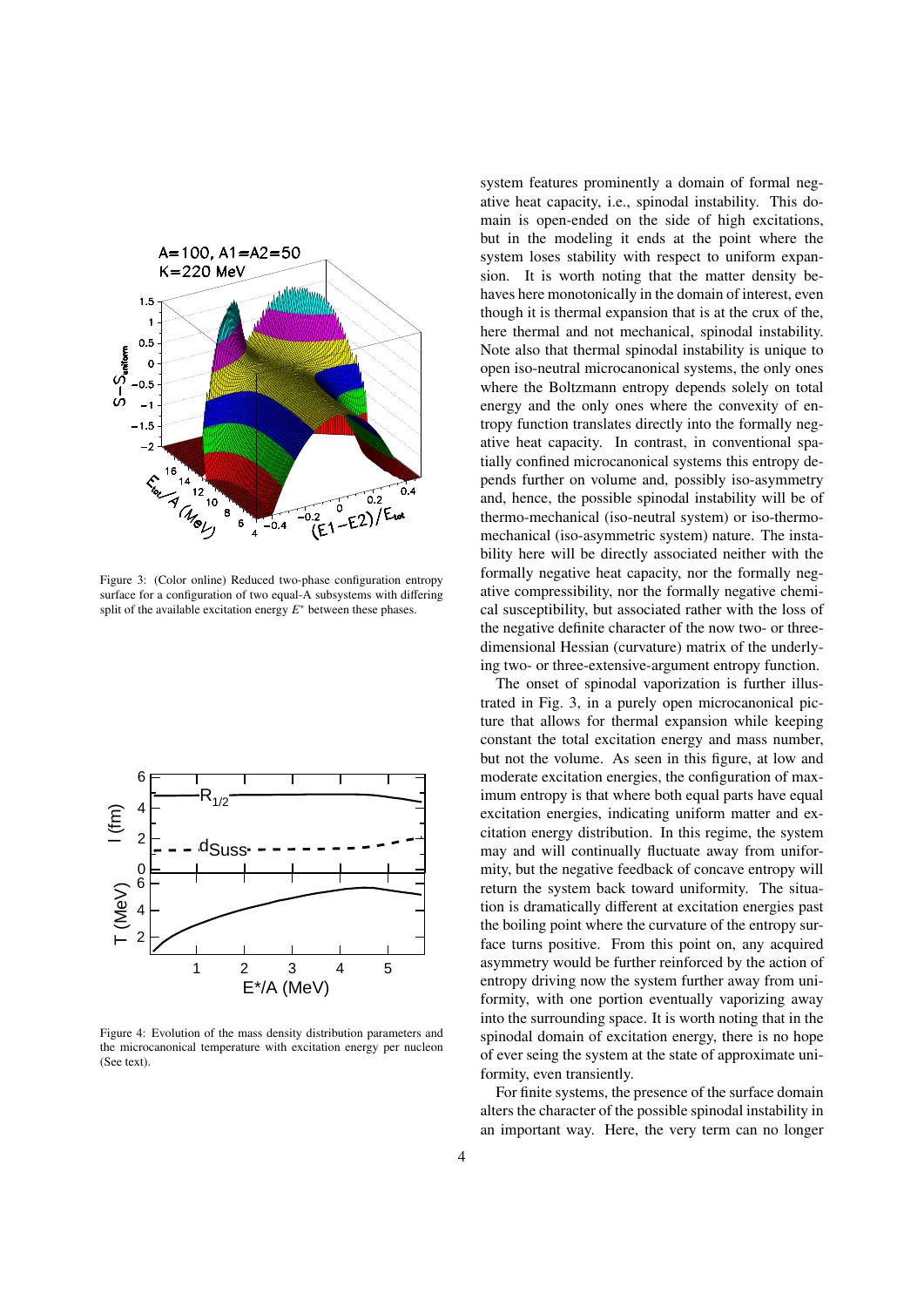Figure 3: (Color online) Reduced two-phase configuration entropy surface for a configuration of two equal-A subsystems with differing split of the available excitation energy $E^*$ between these phases.

Figure 4: Evolution of the mass density distribution parameters and the microcanonical temperature with excitation energy per nucleon (See text).

system features prominently a domain of formal negative heat capacity, i.e., spinodal instability. This domain is open-ended on the side of high excitations, but in the modeling it ends at the point where the system loses stability with respect to uniform expansion. It is worth noting that the matter density behaves here monotonically in the domain of interest, even though it is thermal expansion that is at the crux of the, here thermal and not mechanical, spinodal instability. Note also that thermal spinodal instability is unique to open iso-neutral microcanonical systems, the only ones where the Boltzmann entropy depends solely on total energy and the only ones where the convexity of entropy function translates directly into the formally negative heat capacity. In contrast, in conventional spatially confined microcanonical systems this entropy depends further on volume and, possibly iso-asymmetry and, hence, the possible spinodal instability will be of thermo-mechanical (iso-neutral system) or iso-thermo-mechanical (iso-asymmetric system) nature. The instability here will be directly associated neither with the formally negative heat capacity, nor the formally negative compressibility, nor the formally negative chemical susceptibility, but associated rather with the loss of the negative definite character of the now two- or three-dimensional Hessian (curvature) matrix of the underlying two- or three-extensive-argument entropy function.

The onset of spinodal vaporization is further illustrated in Fig. 3, in a purely open microcanonical picture that allows for thermal expansion while keeping constant the total excitation energy and mass number, but not the volume. As seen in this figure, at low and moderate excitation energies, the configuration of maximum entropy is that where both equal parts have equal excitation energies, indicating uniform matter and excitation energy distribution. In this regime, the system may and will continually fluctuate away from uniformity, but the negative feedback of concave entropy will return the system back toward uniformity. The situation is dramatically different at excitation energies past the boiling point where the curvature of the entropy surface turns positive. From this point on, any acquired asymmetry would be further reinforced by the action of entropy driving now the system further away from uniformity, with one portion eventually vaporizing away into the surrounding space. It is worth noting that in the spinodal domain of excitation energy, there is no hope of ever seing the system at the state of approximate uniformity, even transiently.

For finite systems, the presence of the surface domain alters the character of the possible spinodal instability in an important way. Here, the very term can no longer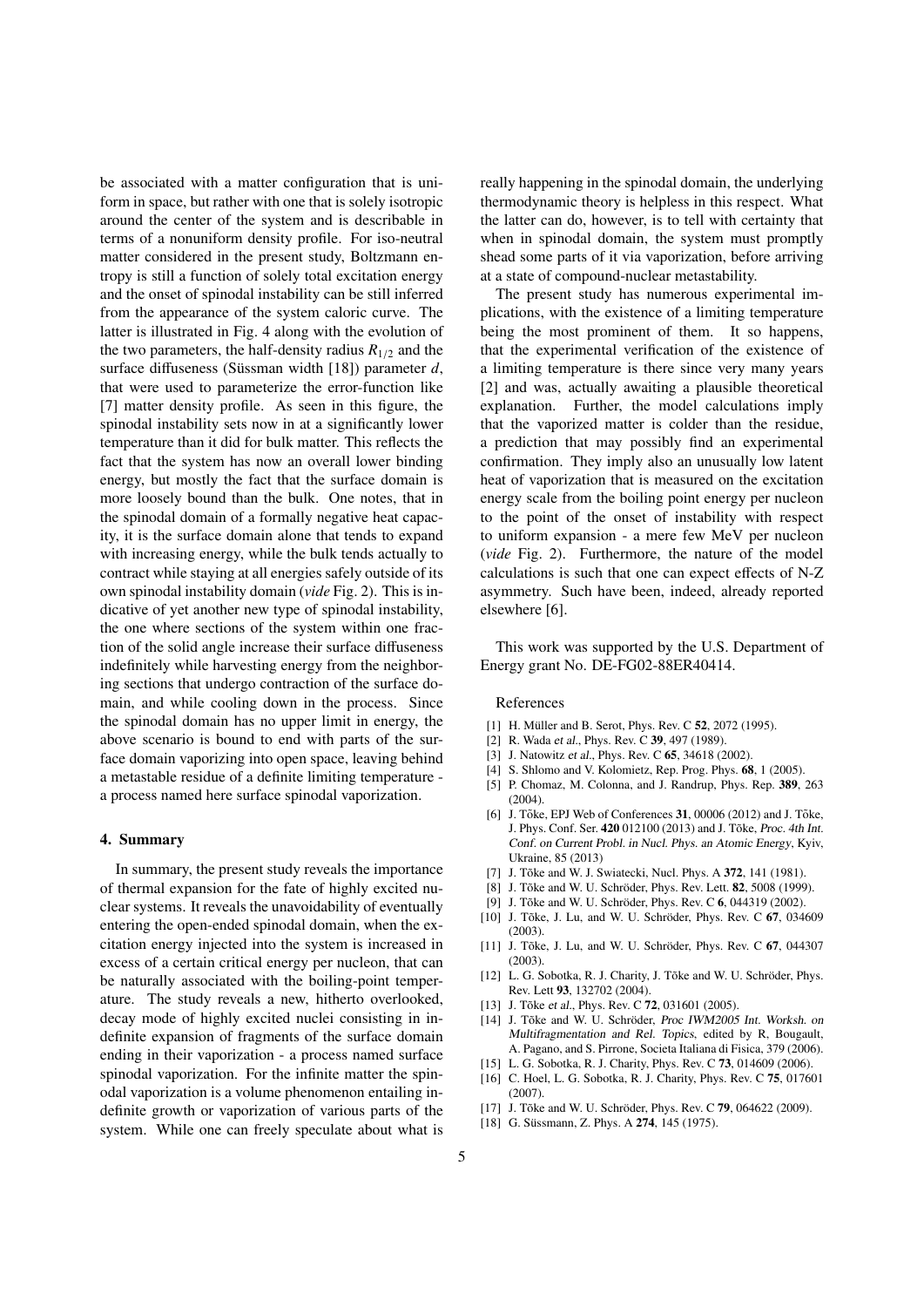be associated with a matter configuration that is uniform in space, but rather with one that is solely isotropic around the center of the system and is describable in terms of a nonuniform density profile. For iso-neutral matter considered in the present study, Boltzmann entropy is still a function of solely total excitation energy and the onset of spinodal instability can be still inferred from the appearance of the system caloric curve. The latter is illustrated in Fig. 4 along with the evolution of the two parameters, the half-density radius $R_{1/2}$ and the surface diffuseness (Süssman width [18]) parameter $d$, that were used to parameterize the error-function like [7] matter density profile. As seen in this figure, the spinodal instability sets now in at a significantly lower temperature than it did for bulk matter. This reflects the fact that the system has now an overall lower binding energy, but mostly the fact that the surface domain is more loosely bound than the bulk. One notes, that in the spinodal domain of a formally negative heat capacity, it is the surface domain alone that tends to expand with increasing energy, while the bulk tends actually to contract while staying at all energies safely outside of its own spinodal instability domain (*vide* Fig. 2). This is indicative of yet another new type of spinodal instability, the one where sections of the system within one fraction of the solid angle increase their surface diffuseness indefinitely while harvesting energy from the neighboring sections that undergo contraction of the surface domain, and while cooling down in the process. Since the spinodal domain has no upper limit in energy, the above scenario is bound to end with parts of the surface domain vaporizing into open space, leaving behind a metastable residue of a definite limiting temperature - a process named here surface spinodal vaporization.

## 4. Summary

In summary, the present study reveals the importance of thermal expansion for the fate of highly excited nuclear systems. It reveals the unavoidability of eventually entering the open-ended spinodal domain, when the excitation energy injected into the system is increased in excess of a certain critical energy per nucleon, that can be naturally associated with the boiling-point temperature. The study reveals a new, hitherto overlooked, decay mode of highly excited nuclei consisting in indefinite expansion of fragments of the surface domain ending in their vaporization - a process named surface spinodal vaporization. For the infinite matter the spinodal vaporization is a volume phenomenon entailing indefinite growth or vaporization of various parts of the system. While one can freely speculate about what is really happening in the spinodal domain, the underlying thermodynamic theory is helpless in this respect. What the latter can do, however, is to tell with certainty that when in spinodal domain, the system must promptly shead some parts of it via vaporization, before arriving at a state of compound-nuclear metastability.

The present study has numerous experimental implications, with the existence of a limiting temperature being the most prominent of them. It so happens, that the experimental verification of the existence of a limiting temperature is there since very many years [2] and was, actually awaiting a plausible theoretical explanation. Further, the model calculations imply that the vaporized matter is colder than the residue, a prediction that may possibly find an experimental confirmation. They imply also an unusually low latent heat of vaporization that is measured on the excitation energy scale from the boiling point energy per nucleon to the point of the onset of instability with respect to uniform expansion - a mere few MeV per nucleon (*vide* Fig. 2). Furthermore, the nature of the model calculations is such that one can expect effects of N-Z asymmetry. Such have been, indeed, already reported elsewhere [6].

This work was supported by the U.S. Department of Energy grant No. DE-FG02-88ER40414.

## References

[1] H. Müller and B. Serot, Phys. Rev. C **52**, 2072 (1995).

[2] R. Wada *et al.*, Phys. Rev. C **39**, 497 (1989).

[3] J. Natowitz *et al.*, Phys. Rev. C **65**, 34618 (2002).

[4] S. Shlomo and V. Kolomietz, Rep. Prog. Phys. **68**, 1 (2005).

[5] P. Chomaz, M. Colonna, and J. Randrup, Phys. Rep. **389**, 263 (2004).

[6] J. Tõke, EPJ Web of Conferences **31**, 00006 (2012) and J. Tõke, J. Phys. Conf. Ser. **420** 012100 (2013) and J. Tõke, *Proc. 4th Int. Conf. on Current Probl. in Nucl. Phys. an Atomic Energy*, Kyiv, Ukraine, 85 (2013)

[7] J. Tõke and W. J. Swiatecki, Nucl. Phys. A **372**, 141 (1981).

[8] J. Tõke and W. U. Schröder, Phys. Rev. Lett. **82**, 5008 (1999).

[9] J. Tõke and W. U. Schröder, Phys. Rev. C **6**, 044319 (2002).

[10] J. Tõke, J. Lu, and W. U. Schröder, Phys. Rev. C **67**, 034609 (2003).

[11] J. Tõke, J. Lu, and W. U. Schröder, Phys. Rev. C **67**, 044307 (2003).

[12] L. G. Sobotka, R. J. Charity, J. Tõke and W. U. Schröder, Phys. Rev. Lett **93**, 132702 (2004).

[13] J. Tõke *et al.*, Phys. Rev. C **72**, 031601 (2005).

[14] J. Tõke and W. U. Schröder, *Proc IWM2005 Int. Worksh. on Multifragmentation and Rel. Topics*, edited by R, Bougault, A. Pagano, and S. Pirrone, Societa Italiana di Fisica, 379 (2006).

[15] L. G. Sobotka, R. J. Charity, Phys. Rev. C **73**, 014609 (2006).

[16] C. Hoel, L. G. Sobotka, R. J. Charity, Phys. Rev. C **75**, 017601 (2007).

[17] J. Tõke and W. U. Schröder, Phys. Rev. C **79**, 064622 (2009).

[18] G. Süssmann, Z. Phys. A **274**, 145 (1975).